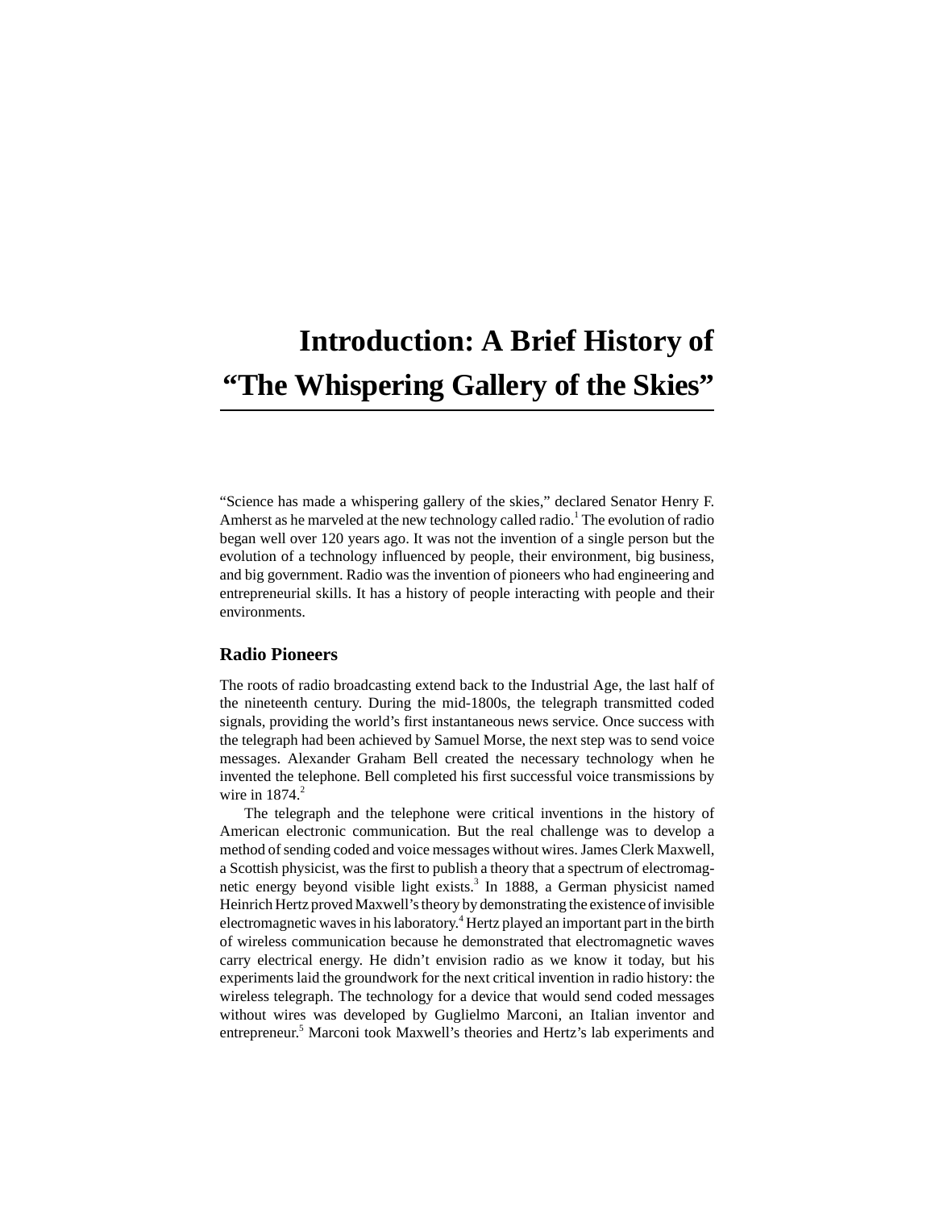# Introduction: A Brief History of "The Whispering Gallery of the Skies"

"Science has made a whispering gallery of the skies," declared Senator Henry F. Amherst as he marveled at the new technology called radio.[1] The evolution of radio began well over 120 years ago. It was not the invention of a single person but the evolution of a technology influenced by people, their environment, big business, and big government. Radio was the invention of pioneers who had engineering and entrepreneurial skills. It has a history of people interacting with people and their environments.

## Radio Pioneers

The roots of radio broadcasting extend back to the Industrial Age, the last half of the nineteenth century. During the mid-1800s, the telegraph transmitted coded signals, providing the world's first instantaneous news service. Once success with the telegraph had been achieved by Samuel Morse, the next step was to send voice messages. Alexander Graham Bell created the necessary technology when he invented the telephone. Bell completed his first successful voice transmissions by wire in 1874.[2]

The telegraph and the telephone were critical inventions in the history of American electronic communication. But the real challenge was to develop a method of sending coded and voice messages without wires. James Clerk Maxwell, a Scottish physicist, was the first to publish a theory that a spectrum of electromagnetic energy beyond visible light exists.[3] In 1888, a German physicist named Heinrich Hertz proved Maxwell's theory by demonstrating the existence of invisible electromagnetic waves in his laboratory.[4] Hertz played an important part in the birth of wireless communication because he demonstrated that electromagnetic waves carry electrical energy. He didn't envision radio as we know it today, but his experiments laid the groundwork for the next critical invention in radio history: the wireless telegraph. The technology for a device that would send coded messages without wires was developed by Guglielmo Marconi, an Italian inventor and entrepreneur.[5] Marconi took Maxwell's theories and Hertz's lab experiments and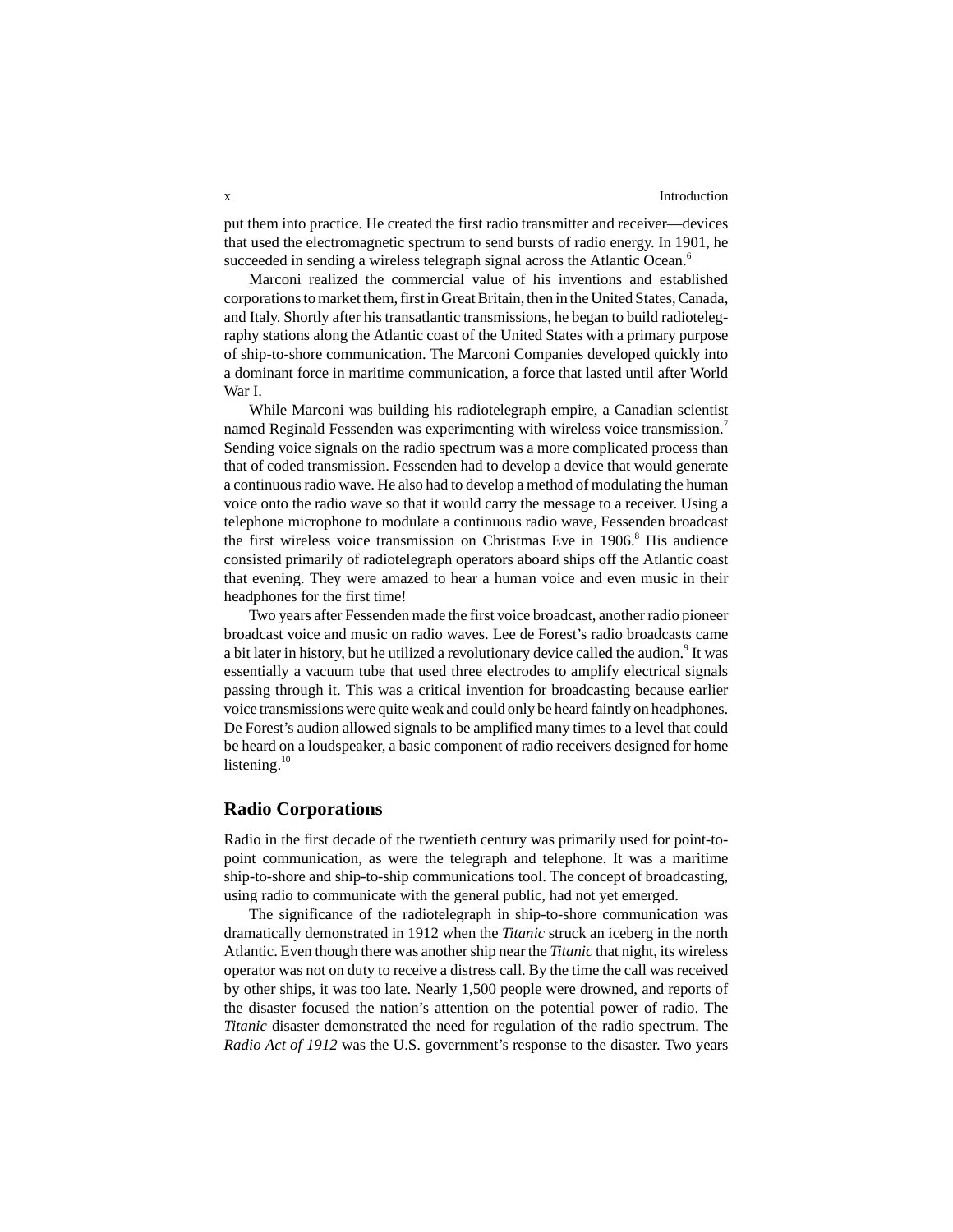put them into practice. He created the first radio transmitter and receiver—devices that used the electromagnetic spectrum to send bursts of radio energy. In 1901, he succeeded in sending a wireless telegraph signal across the Atlantic Ocean.[6]

Marconi realized the commercial value of his inventions and established corporations to market them, first in Great Britain, then in the United States, Canada, and Italy. Shortly after his transatlantic transmissions, he began to build radiotelegraphy stations along the Atlantic coast of the United States with a primary purpose of ship-to-shore communication. The Marconi Companies developed quickly into a dominant force in maritime communication, a force that lasted until after World War I.

While Marconi was building his radiotelegraph empire, a Canadian scientist named Reginald Fessenden was experimenting with wireless voice transmission.[7] Sending voice signals on the radio spectrum was a more complicated process than that of coded transmission. Fessenden had to develop a device that would generate a continuous radio wave. He also had to develop a method of modulating the human voice onto the radio wave so that it would carry the message to a receiver. Using a telephone microphone to modulate a continuous radio wave, Fessenden broadcast the first wireless voice transmission on Christmas Eve in 1906.[8] His audience consisted primarily of radiotelegraph operators aboard ships off the Atlantic coast that evening. They were amazed to hear a human voice and even music in their headphones for the first time!

Two years after Fessenden made the first voice broadcast, another radio pioneer broadcast voice and music on radio waves. Lee de Forest's radio broadcasts came a bit later in history, but he utilized a revolutionary device called the audion.[9] It was essentially a vacuum tube that used three electrodes to amplify electrical signals passing through it. This was a critical invention for broadcasting because earlier voice transmissions were quite weak and could only be heard faintly on headphones. De Forest's audion allowed signals to be amplified many times to a level that could be heard on a loudspeaker, a basic component of radio receivers designed for home listening.[10]

## Radio Corporations

Radio in the first decade of the twentieth century was primarily used for point-to-point communication, as were the telegraph and telephone. It was a maritime ship-to-shore and ship-to-ship communications tool. The concept of broadcasting, using radio to communicate with the general public, had not yet emerged.

The significance of the radiotelegraph in ship-to-shore communication was dramatically demonstrated in 1912 when the *Titanic* struck an iceberg in the north Atlantic. Even though there was another ship near the *Titanic* that night, its wireless operator was not on duty to receive a distress call. By the time the call was received by other ships, it was too late. Nearly 1,500 people were drowned, and reports of the disaster focused the nation's attention on the potential power of radio. The *Titanic* disaster demonstrated the need for regulation of the radio spectrum. The *Radio Act of 1912* was the U.S. government's response to the disaster. Two years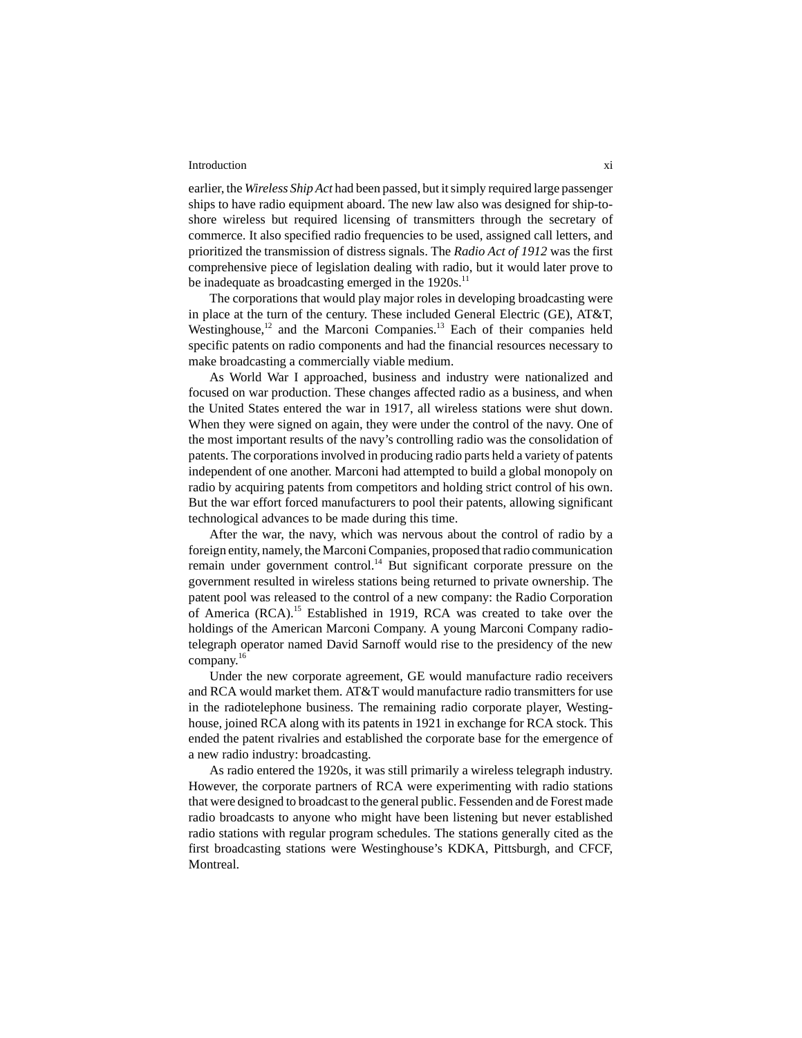earlier, the *Wireless Ship Act* had been passed, but it simply required large passenger ships to have radio equipment aboard. The new law also was designed for ship-to-shore wireless but required licensing of transmitters through the secretary of commerce. It also specified radio frequencies to be used, assigned call letters, and prioritized the transmission of distress signals. The *Radio Act of 1912* was the first comprehensive piece of legislation dealing with radio, but it would later prove to be inadequate as broadcasting emerged in the 1920s.[11]

The corporations that would play major roles in developing broadcasting were in place at the turn of the century. These included General Electric (GE), AT&T, Westinghouse,[12] and the Marconi Companies.[13] Each of their companies held specific patents on radio components and had the financial resources necessary to make broadcasting a commercially viable medium.

As World War I approached, business and industry were nationalized and focused on war production. These changes affected radio as a business, and when the United States entered the war in 1917, all wireless stations were shut down. When they were signed on again, they were under the control of the navy. One of the most important results of the navy's controlling radio was the consolidation of patents. The corporations involved in producing radio parts held a variety of patents independent of one another. Marconi had attempted to build a global monopoly on radio by acquiring patents from competitors and holding strict control of his own. But the war effort forced manufacturers to pool their patents, allowing significant technological advances to be made during this time.

After the war, the navy, which was nervous about the control of radio by a foreign entity, namely, the Marconi Companies, proposed that radio communication remain under government control.[14] But significant corporate pressure on the government resulted in wireless stations being returned to private ownership. The patent pool was released to the control of a new company: the Radio Corporation of America (RCA).[15] Established in 1919, RCA was created to take over the holdings of the American Marconi Company. A young Marconi Company radio-telegraph operator named David Sarnoff would rise to the presidency of the new company.[16]

Under the new corporate agreement, GE would manufacture radio receivers and RCA would market them. AT&T would manufacture radio transmitters for use in the radiotelephone business. The remaining radio corporate player, Westinghouse, joined RCA along with its patents in 1921 in exchange for RCA stock. This ended the patent rivalries and established the corporate base for the emergence of a new radio industry: broadcasting.

As radio entered the 1920s, it was still primarily a wireless telegraph industry. However, the corporate partners of RCA were experimenting with radio stations that were designed to broadcast to the general public. Fessenden and de Forest made radio broadcasts to anyone who might have been listening but never established radio stations with regular program schedules. The stations generally cited as the first broadcasting stations were Westinghouse's KDKA, Pittsburgh, and CFCF, Montreal.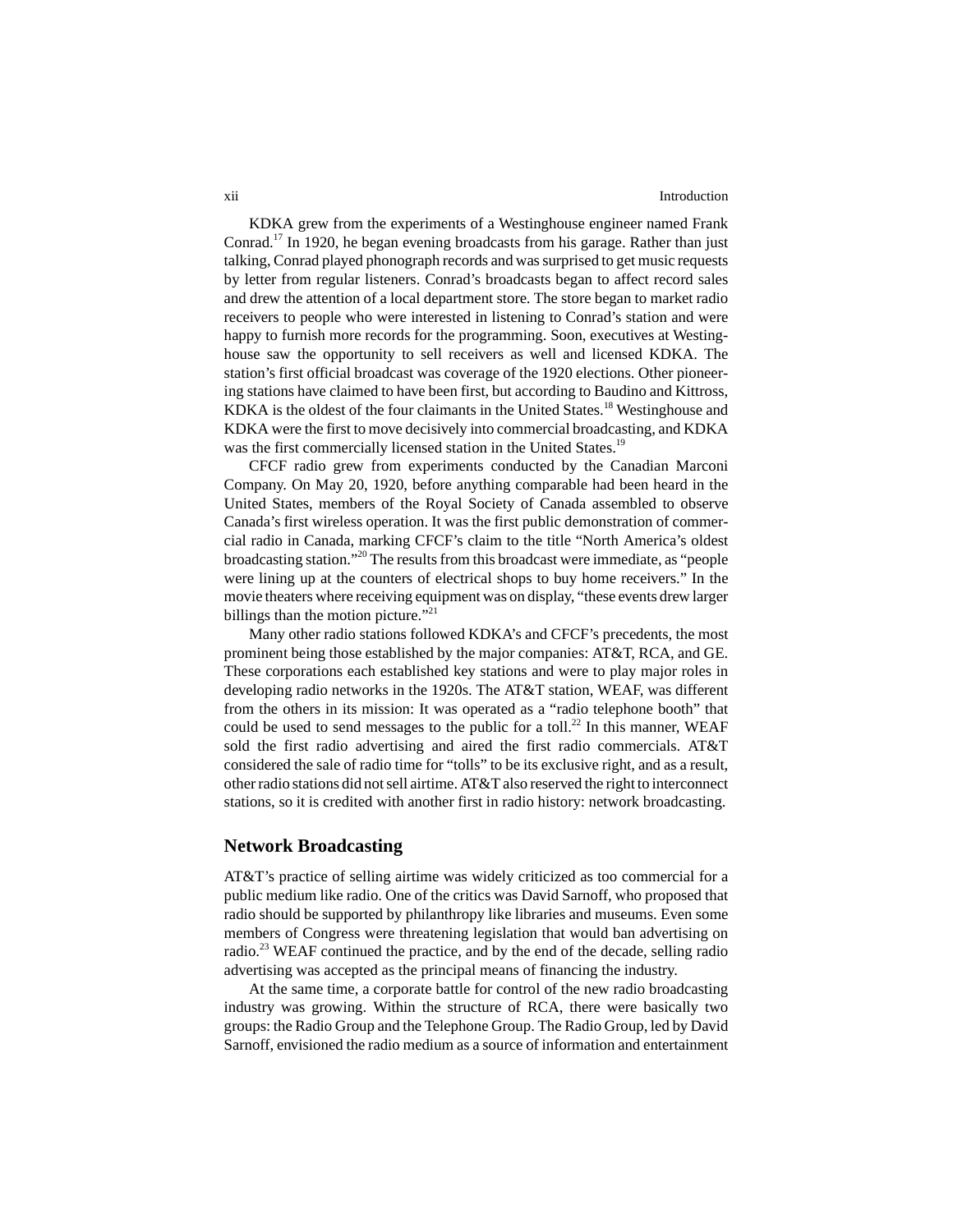KDKA grew from the experiments of a Westinghouse engineer named Frank Conrad.[17] In 1920, he began evening broadcasts from his garage. Rather than just talking, Conrad played phonograph records and was surprised to get music requests by letter from regular listeners. Conrad's broadcasts began to affect record sales and drew the attention of a local department store. The store began to market radio receivers to people who were interested in listening to Conrad's station and were happy to furnish more records for the programming. Soon, executives at Westinghouse saw the opportunity to sell receivers as well and licensed KDKA. The station's first official broadcast was coverage of the 1920 elections. Other pioneering stations have claimed to have been first, but according to Baudino and Kittross, KDKA is the oldest of the four claimants in the United States.[18] Westinghouse and KDKA were the first to move decisively into commercial broadcasting, and KDKA was the first commercially licensed station in the United States.[19]

CFCF radio grew from experiments conducted by the Canadian Marconi Company. On May 20, 1920, before anything comparable had been heard in the United States, members of the Royal Society of Canada assembled to observe Canada's first wireless operation. It was the first public demonstration of commercial radio in Canada, marking CFCF's claim to the title "North America's oldest broadcasting station."[20] The results from this broadcast were immediate, as "people were lining up at the counters of electrical shops to buy home receivers." In the movie theaters where receiving equipment was on display, "these events drew larger billings than the motion picture."[21]

Many other radio stations followed KDKA's and CFCF's precedents, the most prominent being those established by the major companies: AT&T, RCA, and GE. These corporations each established key stations and were to play major roles in developing radio networks in the 1920s. The AT&T station, WEAF, was different from the others in its mission: It was operated as a "radio telephone booth" that could be used to send messages to the public for a toll.[22] In this manner, WEAF sold the first radio advertising and aired the first radio commercials. AT&T considered the sale of radio time for "tolls" to be its exclusive right, and as a result, other radio stations did not sell airtime. AT&T also reserved the right to interconnect stations, so it is credited with another first in radio history: network broadcasting.

## Network Broadcasting

AT&T's practice of selling airtime was widely criticized as too commercial for a public medium like radio. One of the critics was David Sarnoff, who proposed that radio should be supported by philanthropy like libraries and museums. Even some members of Congress were threatening legislation that would ban advertising on radio.[23] WEAF continued the practice, and by the end of the decade, selling radio advertising was accepted as the principal means of financing the industry.

At the same time, a corporate battle for control of the new radio broadcasting industry was growing. Within the structure of RCA, there were basically two groups: the Radio Group and the Telephone Group. The Radio Group, led by David Sarnoff, envisioned the radio medium as a source of information and entertainment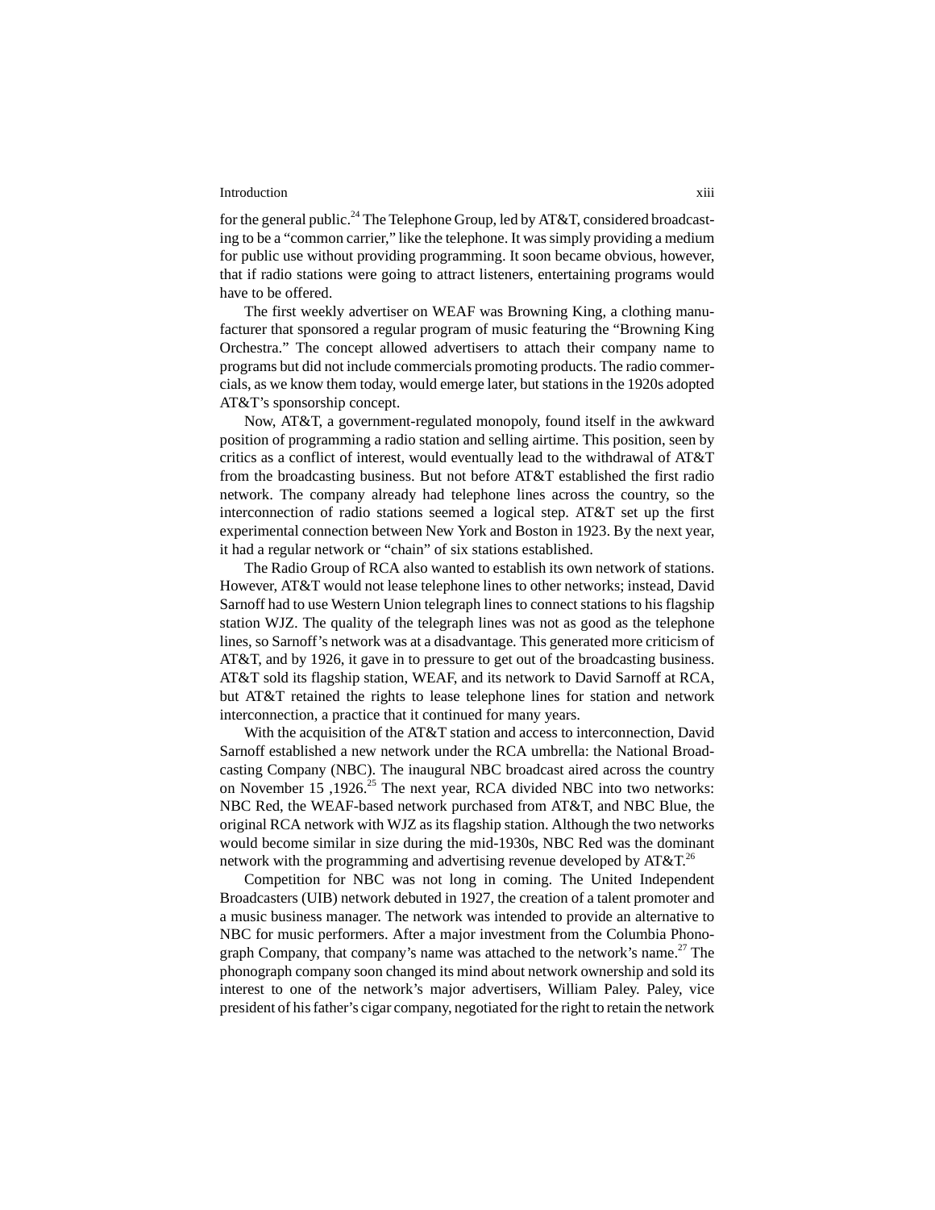for the general public.[24] The Telephone Group, led by AT&T, considered broadcasting to be a "common carrier," like the telephone. It was simply providing a medium for public use without providing programming. It soon became obvious, however, that if radio stations were going to attract listeners, entertaining programs would have to be offered.

The first weekly advertiser on WEAF was Browning King, a clothing manufacturer that sponsored a regular program of music featuring the "Browning King Orchestra." The concept allowed advertisers to attach their company name to programs but did not include commercials promoting products. The radio commercials, as we know them today, would emerge later, but stations in the 1920s adopted AT&T's sponsorship concept.

Now, AT&T, a government-regulated monopoly, found itself in the awkward position of programming a radio station and selling airtime. This position, seen by critics as a conflict of interest, would eventually lead to the withdrawal of AT&T from the broadcasting business. But not before AT&T established the first radio network. The company already had telephone lines across the country, so the interconnection of radio stations seemed a logical step. AT&T set up the first experimental connection between New York and Boston in 1923. By the next year, it had a regular network or "chain" of six stations established.

The Radio Group of RCA also wanted to establish its own network of stations. However, AT&T would not lease telephone lines to other networks; instead, David Sarnoff had to use Western Union telegraph lines to connect stations to his flagship station WJZ. The quality of the telegraph lines was not as good as the telephone lines, so Sarnoff's network was at a disadvantage. This generated more criticism of AT&T, and by 1926, it gave in to pressure to get out of the broadcasting business. AT&T sold its flagship station, WEAF, and its network to David Sarnoff at RCA, but AT&T retained the rights to lease telephone lines for station and network interconnection, a practice that it continued for many years.

With the acquisition of the AT&T station and access to interconnection, David Sarnoff established a new network under the RCA umbrella: the National Broadcasting Company (NBC). The inaugural NBC broadcast aired across the country on November 15 ,1926.[25] The next year, RCA divided NBC into two networks: NBC Red, the WEAF-based network purchased from AT&T, and NBC Blue, the original RCA network with WJZ as its flagship station. Although the two networks would become similar in size during the mid-1930s, NBC Red was the dominant network with the programming and advertising revenue developed by AT&T.[26]

Competition for NBC was not long in coming. The United Independent Broadcasters (UIB) network debuted in 1927, the creation of a talent promoter and a music business manager. The network was intended to provide an alternative to NBC for music performers. After a major investment from the Columbia Phonograph Company, that company's name was attached to the network's name.[27] The phonograph company soon changed its mind about network ownership and sold its interest to one of the network's major advertisers, William Paley. Paley, vice president of his father's cigar company, negotiated for the right to retain the network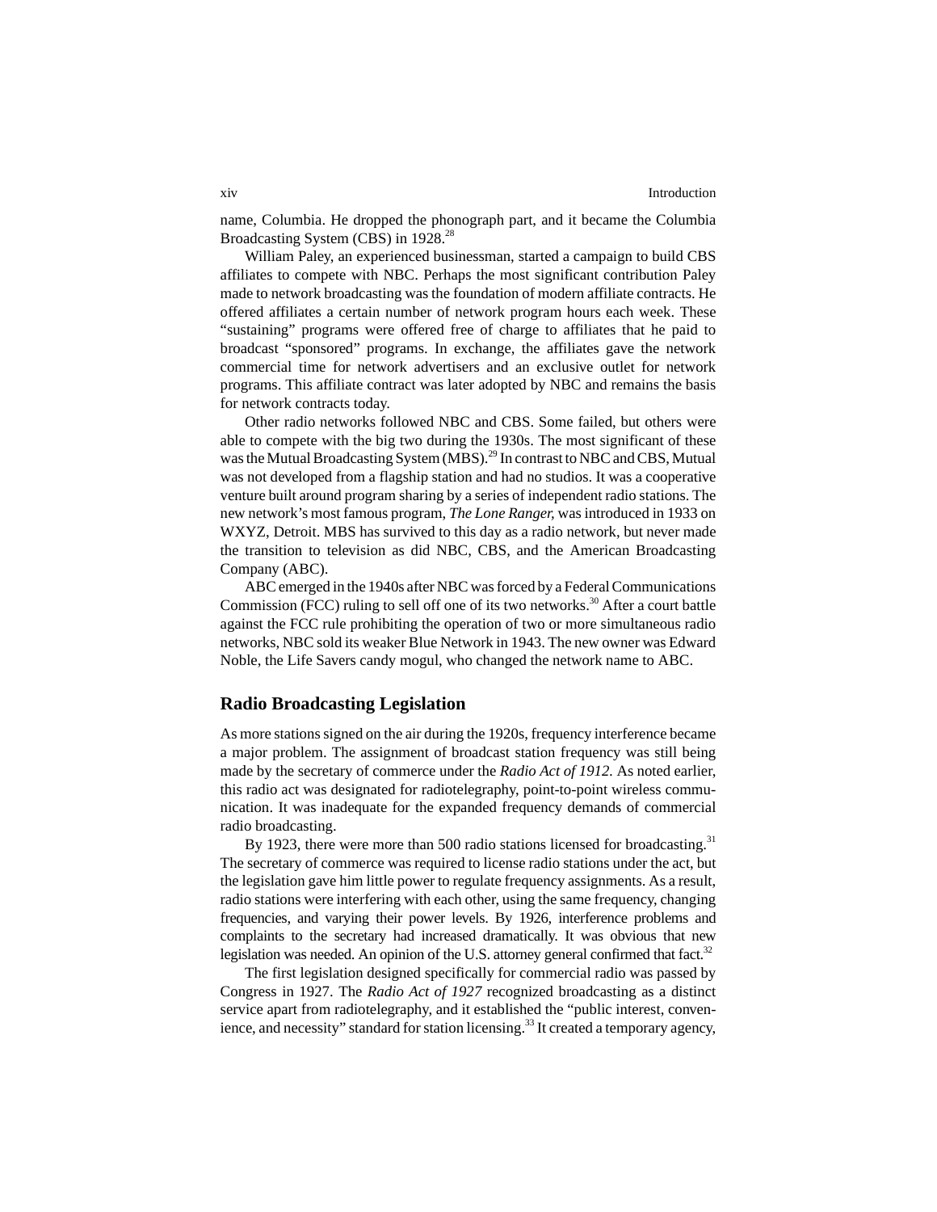name, Columbia. He dropped the phonograph part, and it became the Columbia Broadcasting System (CBS) in 1928.[28]

William Paley, an experienced businessman, started a campaign to build CBS affiliates to compete with NBC. Perhaps the most significant contribution Paley made to network broadcasting was the foundation of modern affiliate contracts. He offered affiliates a certain number of network program hours each week. These "sustaining" programs were offered free of charge to affiliates that he paid to broadcast "sponsored" programs. In exchange, the affiliates gave the network commercial time for network advertisers and an exclusive outlet for network programs. This affiliate contract was later adopted by NBC and remains the basis for network contracts today.

Other radio networks followed NBC and CBS. Some failed, but others were able to compete with the big two during the 1930s. The most significant of these was the Mutual Broadcasting System (MBS).[29] In contrast to NBC and CBS, Mutual was not developed from a flagship station and had no studios. It was a cooperative venture built around program sharing by a series of independent radio stations. The new network's most famous program, *The Lone Ranger*, was introduced in 1933 on WXYZ, Detroit. MBS has survived to this day as a radio network, but never made the transition to television as did NBC, CBS, and the American Broadcasting Company (ABC).

ABC emerged in the 1940s after NBC was forced by a Federal Communications Commission (FCC) ruling to sell off one of its two networks.[30] After a court battle against the FCC rule prohibiting the operation of two or more simultaneous radio networks, NBC sold its weaker Blue Network in 1943. The new owner was Edward Noble, the Life Savers candy mogul, who changed the network name to ABC.

## Radio Broadcasting Legislation

As more stations signed on the air during the 1920s, frequency interference became a major problem. The assignment of broadcast station frequency was still being made by the secretary of commerce under the *Radio Act of 1912*. As noted earlier, this radio act was designated for radiotelegraphy, point-to-point wireless communication. It was inadequate for the expanded frequency demands of commercial radio broadcasting.

By 1923, there were more than 500 radio stations licensed for broadcasting.[31] The secretary of commerce was required to license radio stations under the act, but the legislation gave him little power to regulate frequency assignments. As a result, radio stations were interfering with each other, using the same frequency, changing frequencies, and varying their power levels. By 1926, interference problems and complaints to the secretary had increased dramatically. It was obvious that new legislation was needed. An opinion of the U.S. attorney general confirmed that fact.[32]

The first legislation designed specifically for commercial radio was passed by Congress in 1927. The *Radio Act of 1927* recognized broadcasting as a distinct service apart from radiotelegraphy, and it established the "public interest, convenience, and necessity" standard for station licensing.[33] It created a temporary agency,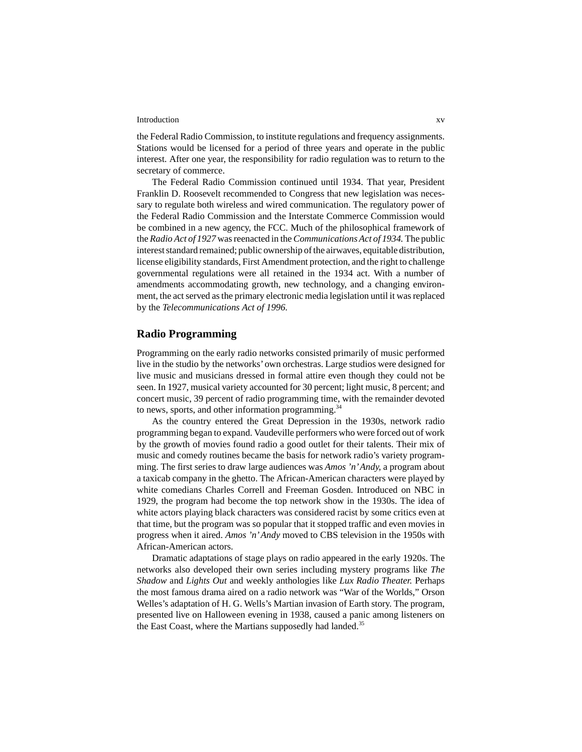the Federal Radio Commission, to institute regulations and frequency assignments. Stations would be licensed for a period of three years and operate in the public interest. After one year, the responsibility for radio regulation was to return to the secretary of commerce.

The Federal Radio Commission continued until 1934. That year, President Franklin D. Roosevelt recommended to Congress that new legislation was necessary to regulate both wireless and wired communication. The regulatory power of the Federal Radio Commission and the Interstate Commerce Commission would be combined in a new agency, the FCC. Much of the philosophical framework of the *Radio Act of 1927* was reenacted in the *Communications Act of 1934.* The public interest standard remained; public ownership of the airwaves, equitable distribution, license eligibility standards, First Amendment protection, and the right to challenge governmental regulations were all retained in the 1934 act. With a number of amendments accommodating growth, new technology, and a changing environment, the act served as the primary electronic media legislation until it was replaced by the *Telecommunications Act of 1996.*

## Radio Programming

Programming on the early radio networks consisted primarily of music performed live in the studio by the networks' own orchestras. Large studios were designed for live music and musicians dressed in formal attire even though they could not be seen. In 1927, musical variety accounted for 30 percent; light music, 8 percent; and concert music, 39 percent of radio programming time, with the remainder devoted to news, sports, and other information programming.[34]

As the country entered the Great Depression in the 1930s, network radio programming began to expand. Vaudeville performers who were forced out of work by the growth of movies found radio a good outlet for their talents. Their mix of music and comedy routines became the basis for network radio's variety programming. The first series to draw large audiences was *Amos 'n' Andy,* a program about a taxicab company in the ghetto. The African-American characters were played by white comedians Charles Correll and Freeman Gosden. Introduced on NBC in 1929, the program had become the top network show in the 1930s. The idea of white actors playing black characters was considered racist by some critics even at that time, but the program was so popular that it stopped traffic and even movies in progress when it aired. *Amos 'n' Andy* moved to CBS television in the 1950s with African-American actors.

Dramatic adaptations of stage plays on radio appeared in the early 1920s. The networks also developed their own series including mystery programs like *The Shadow* and *Lights Out* and weekly anthologies like *Lux Radio Theater.* Perhaps the most famous drama aired on a radio network was "War of the Worlds," Orson Welles's adaptation of H. G. Wells's Martian invasion of Earth story. The program, presented live on Halloween evening in 1938, caused a panic among listeners on the East Coast, where the Martians supposedly had landed.[35]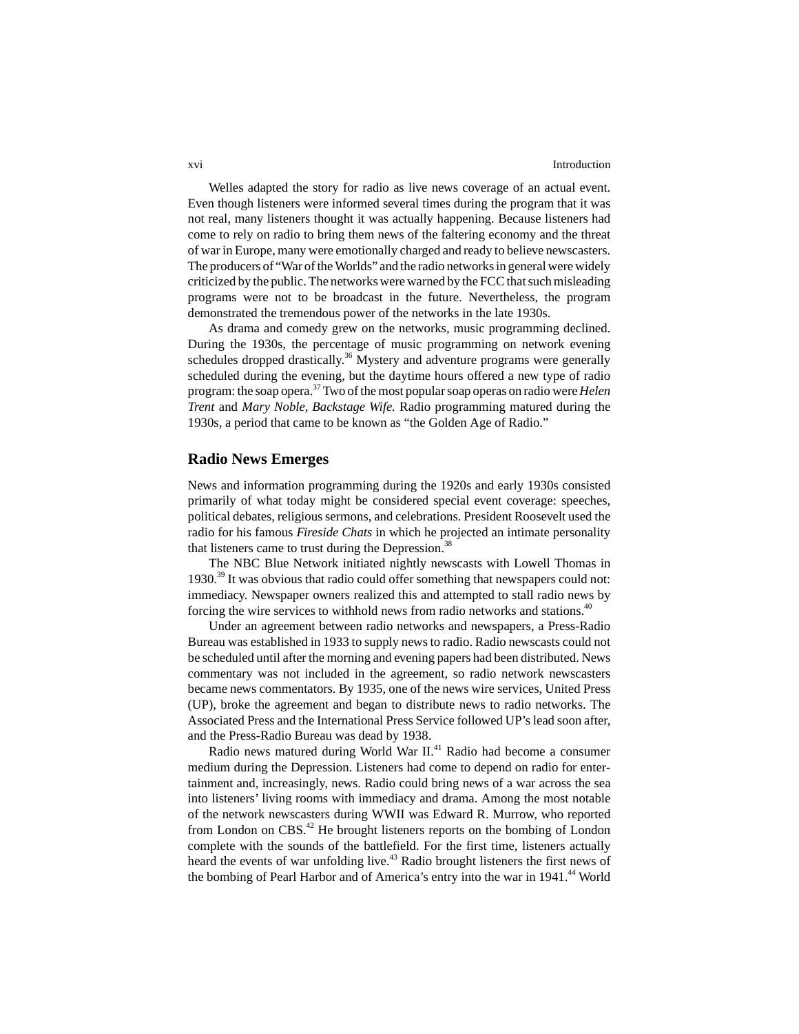Welles adapted the story for radio as live news coverage of an actual event. Even though listeners were informed several times during the program that it was not real, many listeners thought it was actually happening. Because listeners had come to rely on radio to bring them news of the faltering economy and the threat of war in Europe, many were emotionally charged and ready to believe newscasters. The producers of "War of the Worlds" and the radio networks in general were widely criticized by the public. The networks were warned by the FCC that such misleading programs were not to be broadcast in the future. Nevertheless, the program demonstrated the tremendous power of the networks in the late 1930s.

As drama and comedy grew on the networks, music programming declined. During the 1930s, the percentage of music programming on network evening schedules dropped drastically.[36] Mystery and adventure programs were generally scheduled during the evening, but the daytime hours offered a new type of radio program: the soap opera.[37] Two of the most popular soap operas on radio were *Helen Trent* and *Mary Noble, Backstage Wife.* Radio programming matured during the 1930s, a period that came to be known as "the Golden Age of Radio."

## Radio News Emerges

News and information programming during the 1920s and early 1930s consisted primarily of what today might be considered special event coverage: speeches, political debates, religious sermons, and celebrations. President Roosevelt used the radio for his famous *Fireside Chats* in which he projected an intimate personality that listeners came to trust during the Depression.[38]

The NBC Blue Network initiated nightly newscasts with Lowell Thomas in 1930.[39] It was obvious that radio could offer something that newspapers could not: immediacy. Newspaper owners realized this and attempted to stall radio news by forcing the wire services to withhold news from radio networks and stations.[40]

Under an agreement between radio networks and newspapers, a Press-Radio Bureau was established in 1933 to supply news to radio. Radio newscasts could not be scheduled until after the morning and evening papers had been distributed. News commentary was not included in the agreement, so radio network newscasters became news commentators. By 1935, one of the news wire services, United Press (UP), broke the agreement and began to distribute news to radio networks. The Associated Press and the International Press Service followed UP's lead soon after, and the Press-Radio Bureau was dead by 1938.

Radio news matured during World War II.[41] Radio had become a consumer medium during the Depression. Listeners had come to depend on radio for entertainment and, increasingly, news. Radio could bring news of a war across the sea into listeners' living rooms with immediacy and drama. Among the most notable of the network newscasters during WWII was Edward R. Murrow, who reported from London on CBS.[42] He brought listeners reports on the bombing of London complete with the sounds of the battlefield. For the first time, listeners actually heard the events of war unfolding live.[43] Radio brought listeners the first news of the bombing of Pearl Harbor and of America's entry into the war in 1941.[44] World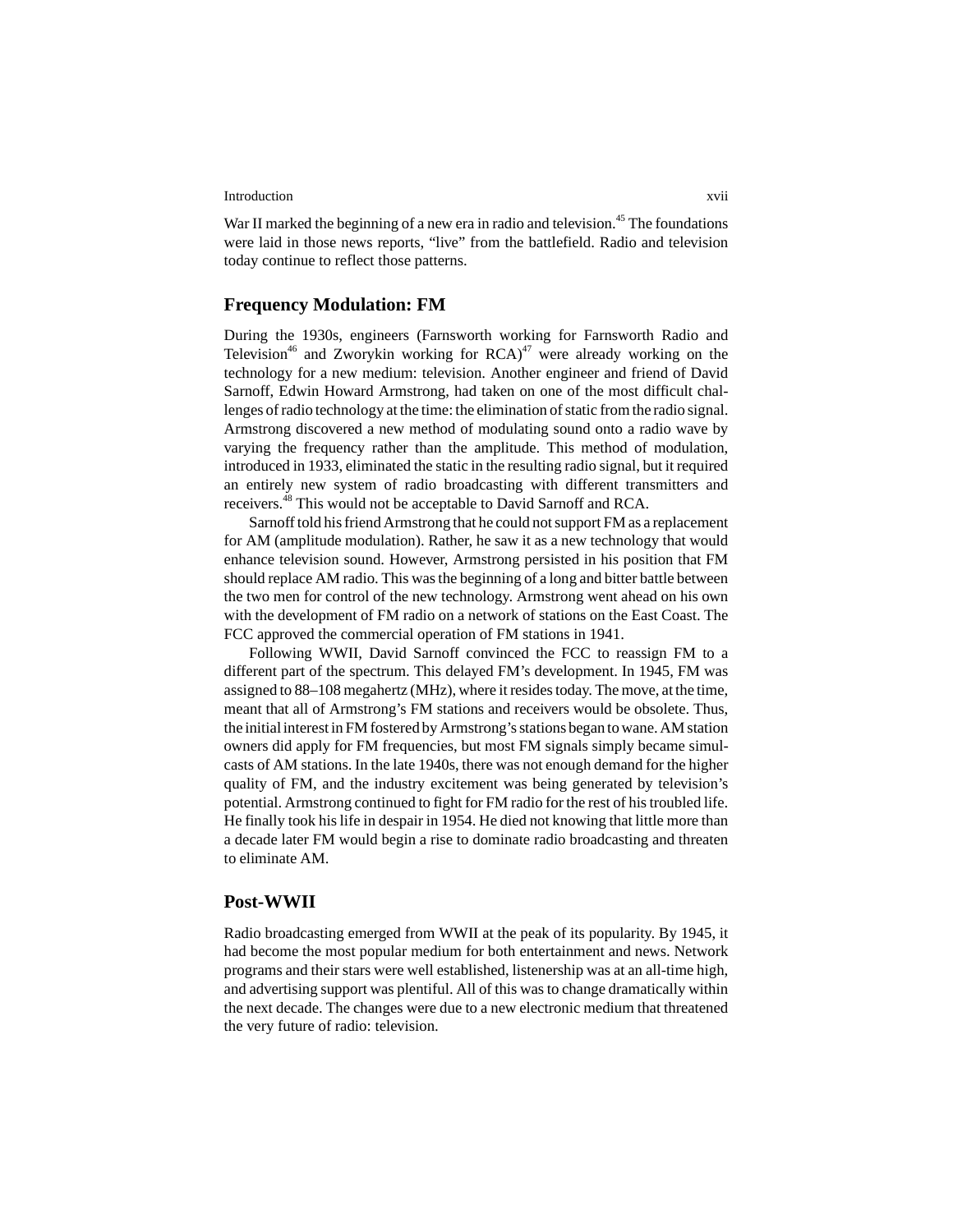War II marked the beginning of a new era in radio and television.[45] The foundations were laid in those news reports, "live" from the battlefield. Radio and television today continue to reflect those patterns.

## Frequency Modulation: FM

During the 1930s, engineers (Farnsworth working for Farnsworth Radio and Television[46] and Zworykin working for RCA)[47] were already working on the technology for a new medium: television. Another engineer and friend of David Sarnoff, Edwin Howard Armstrong, had taken on one of the most difficult challenges of radio technology at the time: the elimination of static from the radio signal. Armstrong discovered a new method of modulating sound onto a radio wave by varying the frequency rather than the amplitude. This method of modulation, introduced in 1933, eliminated the static in the resulting radio signal, but it required an entirely new system of radio broadcasting with different transmitters and receivers.[48] This would not be acceptable to David Sarnoff and RCA.

Sarnoff told his friend Armstrong that he could not support FM as a replacement for AM (amplitude modulation). Rather, he saw it as a new technology that would enhance television sound. However, Armstrong persisted in his position that FM should replace AM radio. This was the beginning of a long and bitter battle between the two men for control of the new technology. Armstrong went ahead on his own with the development of FM radio on a network of stations on the East Coast. The FCC approved the commercial operation of FM stations in 1941.

Following WWII, David Sarnoff convinced the FCC to reassign FM to a different part of the spectrum. This delayed FM's development. In 1945, FM was assigned to 88–108 megahertz (MHz), where it resides today. The move, at the time, meant that all of Armstrong's FM stations and receivers would be obsolete. Thus, the initial interest in FM fostered by Armstrong's stations began to wane. AM station owners did apply for FM frequencies, but most FM signals simply became simulcasts of AM stations. In the late 1940s, there was not enough demand for the higher quality of FM, and the industry excitement was being generated by television's potential. Armstrong continued to fight for FM radio for the rest of his troubled life. He finally took his life in despair in 1954. He died not knowing that little more than a decade later FM would begin a rise to dominate radio broadcasting and threaten to eliminate AM.

## Post-WWII

Radio broadcasting emerged from WWII at the peak of its popularity. By 1945, it had become the most popular medium for both entertainment and news. Network programs and their stars were well established, listenership was at an all-time high, and advertising support was plentiful. All of this was to change dramatically within the next decade. The changes were due to a new electronic medium that threatened the very future of radio: television.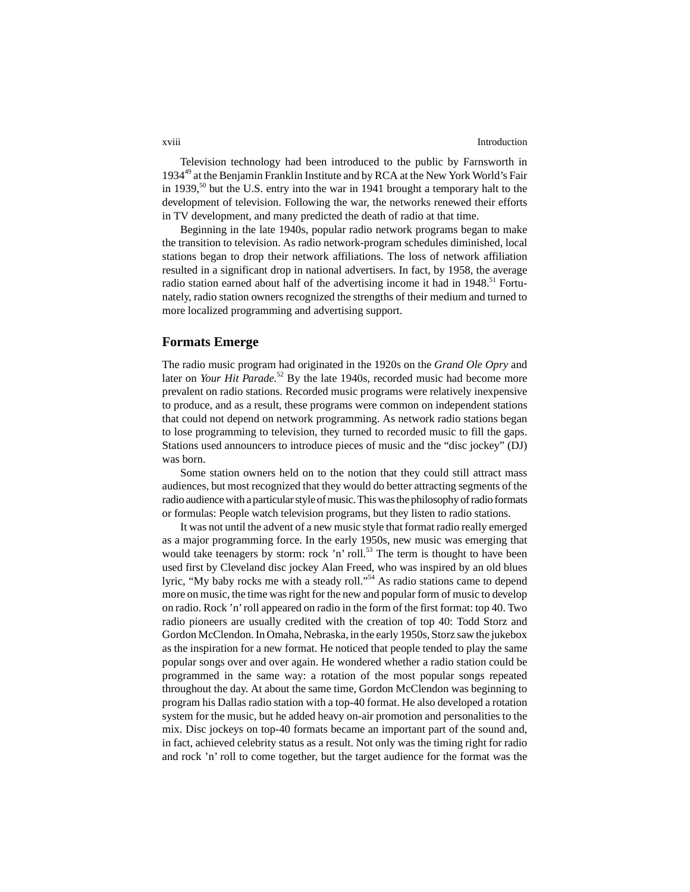Television technology had been introduced to the public by Farnsworth in 1934[49] at the Benjamin Franklin Institute and by RCA at the New York World's Fair in 1939,[50] but the U.S. entry into the war in 1941 brought a temporary halt to the development of television. Following the war, the networks renewed their efforts in TV development, and many predicted the death of radio at that time.

Beginning in the late 1940s, popular radio network programs began to make the transition to television. As radio network-program schedules diminished, local stations began to drop their network affiliations. The loss of network affiliation resulted in a significant drop in national advertisers. In fact, by 1958, the average radio station earned about half of the advertising income it had in 1948.[51] Fortunately, radio station owners recognized the strengths of their medium and turned to more localized programming and advertising support.

## Formats Emerge

The radio music program had originated in the 1920s on the *Grand Ole Opry* and later on *Your Hit Parade*.[52] By the late 1940s, recorded music had become more prevalent on radio stations. Recorded music programs were relatively inexpensive to produce, and as a result, these programs were common on independent stations that could not depend on network programming. As network radio stations began to lose programming to television, they turned to recorded music to fill the gaps. Stations used announcers to introduce pieces of music and the "disc jockey" (DJ) was born.

Some station owners held on to the notion that they could still attract mass audiences, but most recognized that they would do better attracting segments of the radio audience with a particular style of music. This was the philosophy of radio formats or formulas: People watch television programs, but they listen to radio stations.

It was not until the advent of a new music style that format radio really emerged as a major programming force. In the early 1950s, new music was emerging that would take teenagers by storm: rock 'n' roll.[53] The term is thought to have been used first by Cleveland disc jockey Alan Freed, who was inspired by an old blues lyric, "My baby rocks me with a steady roll."[54] As radio stations came to depend more on music, the time was right for the new and popular form of music to develop on radio. Rock 'n' roll appeared on radio in the form of the first format: top 40. Two radio pioneers are usually credited with the creation of top 40: Todd Storz and Gordon McClendon. In Omaha, Nebraska, in the early 1950s, Storz saw the jukebox as the inspiration for a new format. He noticed that people tended to play the same popular songs over and over again. He wondered whether a radio station could be programmed in the same way: a rotation of the most popular songs repeated throughout the day. At about the same time, Gordon McClendon was beginning to program his Dallas radio station with a top-40 format. He also developed a rotation system for the music, but he added heavy on-air promotion and personalities to the mix. Disc jockeys on top-40 formats became an important part of the sound and, in fact, achieved celebrity status as a result. Not only was the timing right for radio and rock 'n' roll to come together, but the target audience for the format was the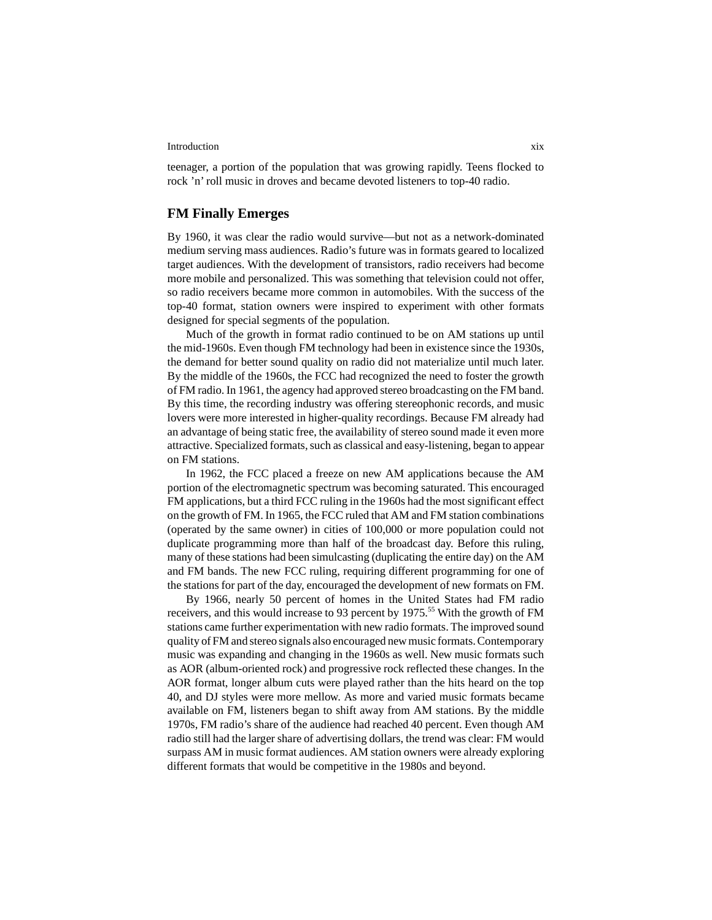teenager, a portion of the population that was growing rapidly. Teens flocked to rock 'n' roll music in droves and became devoted listeners to top-40 radio.

## FM Finally Emerges

By 1960, it was clear the radio would survive—but not as a network-dominated medium serving mass audiences. Radio's future was in formats geared to localized target audiences. With the development of transistors, radio receivers had become more mobile and personalized. This was something that television could not offer, so radio receivers became more common in automobiles. With the success of the top-40 format, station owners were inspired to experiment with other formats designed for special segments of the population.

Much of the growth in format radio continued to be on AM stations up until the mid-1960s. Even though FM technology had been in existence since the 1930s, the demand for better sound quality on radio did not materialize until much later. By the middle of the 1960s, the FCC had recognized the need to foster the growth of FM radio. In 1961, the agency had approved stereo broadcasting on the FM band. By this time, the recording industry was offering stereophonic records, and music lovers were more interested in higher-quality recordings. Because FM already had an advantage of being static free, the availability of stereo sound made it even more attractive. Specialized formats, such as classical and easy-listening, began to appear on FM stations.

In 1962, the FCC placed a freeze on new AM applications because the AM portion of the electromagnetic spectrum was becoming saturated. This encouraged FM applications, but a third FCC ruling in the 1960s had the most significant effect on the growth of FM. In 1965, the FCC ruled that AM and FM station combinations (operated by the same owner) in cities of 100,000 or more population could not duplicate programming more than half of the broadcast day. Before this ruling, many of these stations had been simulcasting (duplicating the entire day) on the AM and FM bands. The new FCC ruling, requiring different programming for one of the stations for part of the day, encouraged the development of new formats on FM.

By 1966, nearly 50 percent of homes in the United States had FM radio receivers, and this would increase to 93 percent by 1975.[55] With the growth of FM stations came further experimentation with new radio formats. The improved sound quality of FM and stereo signals also encouraged new music formats. Contemporary music was expanding and changing in the 1960s as well. New music formats such as AOR (album-oriented rock) and progressive rock reflected these changes. In the AOR format, longer album cuts were played rather than the hits heard on the top 40, and DJ styles were more mellow. As more and varied music formats became available on FM, listeners began to shift away from AM stations. By the middle 1970s, FM radio's share of the audience had reached 40 percent. Even though AM radio still had the larger share of advertising dollars, the trend was clear: FM would surpass AM in music format audiences. AM station owners were already exploring different formats that would be competitive in the 1980s and beyond.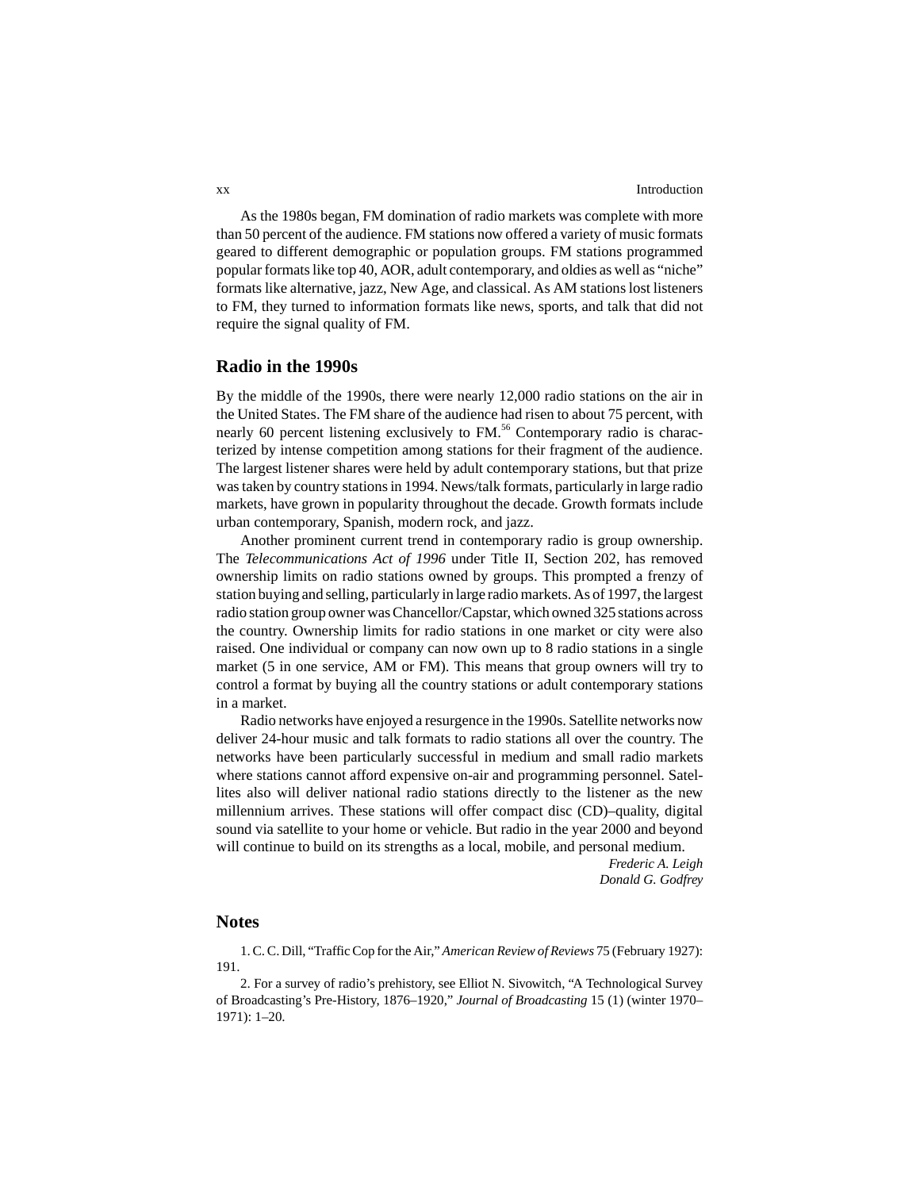As the 1980s began, FM domination of radio markets was complete with more than 50 percent of the audience. FM stations now offered a variety of music formats geared to different demographic or population groups. FM stations programmed popular formats like top 40, AOR, adult contemporary, and oldies as well as "niche" formats like alternative, jazz, New Age, and classical. As AM stations lost listeners to FM, they turned to information formats like news, sports, and talk that did not require the signal quality of FM.

## Radio in the 1990s

By the middle of the 1990s, there were nearly 12,000 radio stations on the air in the United States. The FM share of the audience had risen to about 75 percent, with nearly 60 percent listening exclusively to FM.[56] Contemporary radio is characterized by intense competition among stations for their fragment of the audience. The largest listener shares were held by adult contemporary stations, but that prize was taken by country stations in 1994. News/talk formats, particularly in large radio markets, have grown in popularity throughout the decade. Growth formats include urban contemporary, Spanish, modern rock, and jazz.

Another prominent current trend in contemporary radio is group ownership. The *Telecommunications Act of 1996* under Title II, Section 202, has removed ownership limits on radio stations owned by groups. This prompted a frenzy of station buying and selling, particularly in large radio markets. As of 1997, the largest radio station group owner was Chancellor/Capstar, which owned 325 stations across the country. Ownership limits for radio stations in one market or city were also raised. One individual or company can now own up to 8 radio stations in a single market (5 in one service, AM or FM). This means that group owners will try to control a format by buying all the country stations or adult contemporary stations in a market.

Radio networks have enjoyed a resurgence in the 1990s. Satellite networks now deliver 24-hour music and talk formats to radio stations all over the country. The networks have been particularly successful in medium and small radio markets where stations cannot afford expensive on-air and programming personnel. Satellites also will deliver national radio stations directly to the listener as the new millennium arrives. These stations will offer compact disc (CD)–quality, digital sound via satellite to your home or vehicle. But radio in the year 2000 and beyond will continue to build on its strengths as a local, mobile, and personal medium.

*Frederic A. Leigh*
*Donald G. Godfrey*

## Notes

1. C. C. Dill, "Traffic Cop for the Air," *American Review of Reviews* 75 (February 1927): 191.

2. For a survey of radio's prehistory, see Elliot N. Sivowitch, "A Technological Survey of Broadcasting's Pre-History, 1876–1920," *Journal of Broadcasting* 15 (1) (winter 1970–1971): 1–20.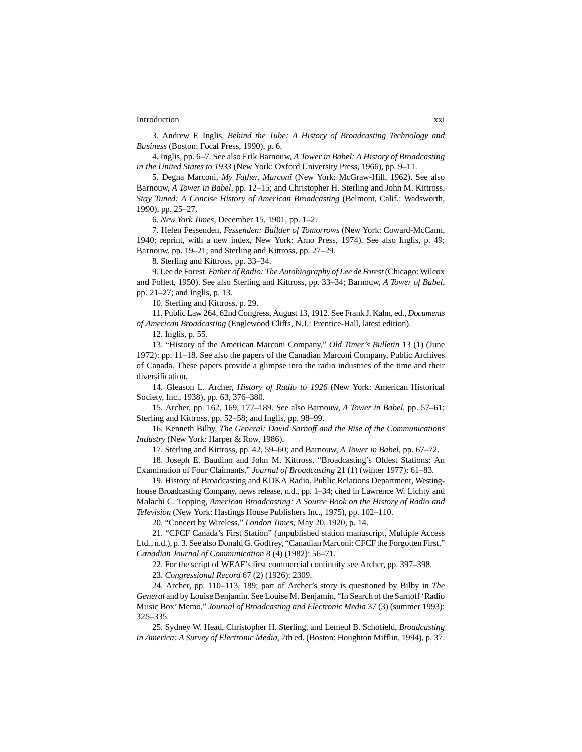3. Andrew F. Inglis, *Behind the Tube: A History of Broadcasting Technology and Business* (Boston: Focal Press, 1990), p. 6.

4. Inglis, pp. 6–7. See also Erik Barnouw, *A Tower in Babel: A History of Broadcasting in the United States to 1933* (New York: Oxford University Press, 1966), pp. 9–11.

5. Degna Marconi, *My Father, Marconi* (New York: McGraw-Hill, 1962). See also Barnouw, *A Tower in Babel,* pp. 12–15; and Christopher H. Sterling and John M. Kittross, *Stay Tuned: A Concise History of American Broadcasting* (Belmont, Calif.: Wadsworth, 1990), pp. 25–27.

6. *New York Times,* December 15, 1901, pp. 1–2.

7. Helen Fessenden, *Fessenden: Builder of Tomorrows* (New York: Coward-McCann, 1940; reprint, with a new index, New York: Arno Press, 1974). See also Inglis, p. 49; Barnouw, pp. 19–21; and Sterling and Kittross, pp. 27–29.

8. Sterling and Kittross, pp. 33–34.

9. Lee de Forest. *Father of Radio: The Autobiography of Lee de Forest* (Chicago: Wilcox and Follett, 1950). See also Sterling and Kittross, pp. 33–34; Barnouw, *A Tower of Babel,* pp. 21–27; and Inglis, p. 13.

10. Sterling and Kittross, p. 29.

11. Public Law 264, 62nd Congress, August 13, 1912. See Frank J. Kahn, ed., *Documents of American Broadcasting* (Englewood Cliffs, N.J.: Prentice-Hall, latest edition).

12. Inglis, p. 55.

13. "History of the American Marconi Company," *Old Timer's Bulletin* 13 (1) (June 1972): pp. 11–18. See also the papers of the Canadian Marconi Company, Public Archives of Canada. These papers provide a glimpse into the radio industries of the time and their diversification.

14. Gleason L. Archer, *History of Radio to 1926* (New York: American Historical Society, Inc., 1938), pp. 63, 376–380.

15. Archer, pp. 162, 169, 177–189. See also Barnouw, *A Tower in Babel,* pp. 57–61; Sterling and Kittross, pp. 52–58; and Inglis, pp. 98–99.

16. Kenneth Bilby, *The General: David Sarnoff and the Rise of the Communications Industry* (New York: Harper & Row, 1986).

17. Sterling and Kittross, pp. 42, 59–60; and Barnouw, *A Tower in Babel,* pp. 67–72.

18. Joseph E. Baudino and John M. Kittross, "Broadcasting's Oldest Stations: An Examination of Four Claimants," *Journal of Broadcasting* 21 (1) (winter 1977): 61–83.

19. History of Broadcasting and KDKA Radio, Public Relations Department, Westinghouse Broadcasting Company, news release, n.d., pp. 1–34; cited in Lawrence W. Lichty and Malachi C. Topping, *American Broadcasting: A Source Book on the History of Radio and Television* (New York: Hastings House Publishers Inc., 1975), pp. 102–110.

20. "Concert by Wireless," *London Times,* May 20, 1920, p. 14.

21. "CFCF Canada's First Station" (unpublished station manuscript, Multiple Access Ltd., n.d.), p. 3. See also Donald G. Godfrey, "Canadian Marconi: CFCF the Forgotten First," *Canadian Journal of Communication* 8 (4) (1982): 56–71.

22. For the script of WEAF's first commercial continuity see Archer, pp. 397–398.

23. *Congressional Record* 67 (2) (1926): 2309.

24. Archer, pp. 110–113, 189; part of Archer's story is questioned by Bilby in *The General* and by Louise Benjamin. See Louise M. Benjamin, "In Search of the Sarnoff 'Radio Music Box' Memo," *Journal of Broadcasting and Electronic Media* 37 (3) (summer 1993): 325–335.

25. Sydney W. Head, Christopher H. Sterling, and Lemeul B. Schofield, *Broadcasting in America: A Survey of Electronic Media,* 7th ed. (Boston: Houghton Mifflin, 1994), p. 37.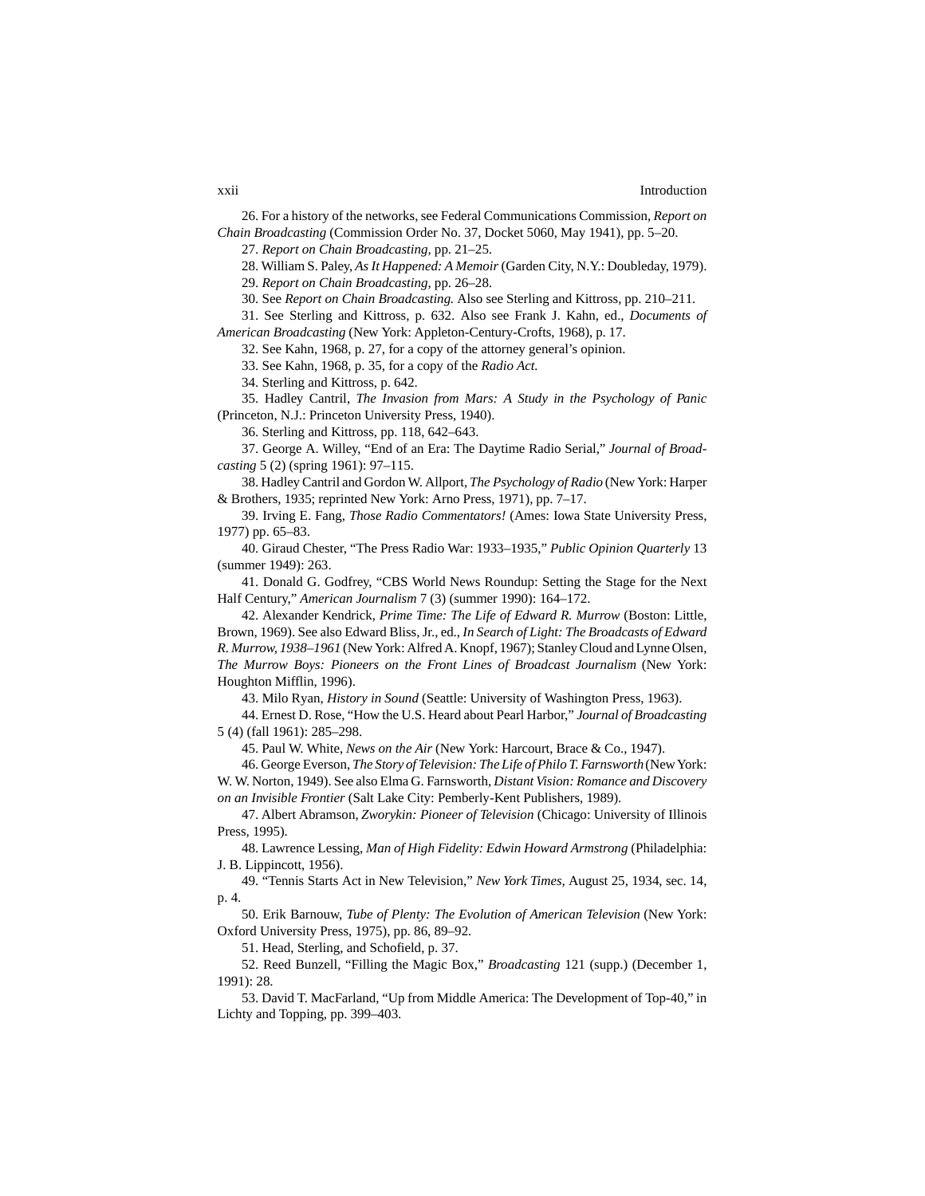26. For a history of the networks, see Federal Communications Commission, *Report on Chain Broadcasting* (Commission Order No. 37, Docket 5060, May 1941), pp. 5–20.

27. *Report on Chain Broadcasting,* pp. 21–25.

28. William S. Paley, *As It Happened: A Memoir* (Garden City, N.Y.: Doubleday, 1979).

29. *Report on Chain Broadcasting,* pp. 26–28.

30. See *Report on Chain Broadcasting.* Also see Sterling and Kittross, pp. 210–211.

31. See Sterling and Kittross, p. 632. Also see Frank J. Kahn, ed., *Documents of American Broadcasting* (New York: Appleton-Century-Crofts, 1968), p. 17.

32. See Kahn, 1968, p. 27, for a copy of the attorney general's opinion.

33. See Kahn, 1968, p. 35, for a copy of the *Radio Act.*

34. Sterling and Kittross, p. 642.

35. Hadley Cantril, *The Invasion from Mars: A Study in the Psychology of Panic* (Princeton, N.J.: Princeton University Press, 1940).

36. Sterling and Kittross, pp. 118, 642–643.

37. George A. Willey, "End of an Era: The Daytime Radio Serial," *Journal of Broadcasting* 5 (2) (spring 1961): 97–115.

38. Hadley Cantril and Gordon W. Allport, *The Psychology of Radio* (New York: Harper & Brothers, 1935; reprinted New York: Arno Press, 1971), pp. 7–17.

39. Irving E. Fang, *Those Radio Commentators!* (Ames: Iowa State University Press, 1977) pp. 65–83.

40. Giraud Chester, "The Press Radio War: 1933–1935," *Public Opinion Quarterly* 13 (summer 1949): 263.

41. Donald G. Godfrey, "CBS World News Roundup: Setting the Stage for the Next Half Century," *American Journalism* 7 (3) (summer 1990): 164–172.

42. Alexander Kendrick, *Prime Time: The Life of Edward R. Murrow* (Boston: Little, Brown, 1969). See also Edward Bliss, Jr., ed., *In Search of Light: The Broadcasts of Edward R. Murrow, 1938–1961* (New York: Alfred A. Knopf, 1967); Stanley Cloud and Lynne Olsen, *The Murrow Boys: Pioneers on the Front Lines of Broadcast Journalism* (New York: Houghton Mifflin, 1996).

43. Milo Ryan, *History in Sound* (Seattle: University of Washington Press, 1963).

44. Ernest D. Rose, "How the U.S. Heard about Pearl Harbor," *Journal of Broadcasting* 5 (4) (fall 1961): 285–298.

45. Paul W. White, *News on the Air* (New York: Harcourt, Brace & Co., 1947).

46. George Everson, *The Story of Television: The Life of Philo T. Farnsworth* (New York: W. W. Norton, 1949). See also Elma G. Farnsworth, *Distant Vision: Romance and Discovery on an Invisible Frontier* (Salt Lake City: Pemberly-Kent Publishers, 1989).

47. Albert Abramson, *Zworykin: Pioneer of Television* (Chicago: University of Illinois Press, 1995).

48. Lawrence Lessing, *Man of High Fidelity: Edwin Howard Armstrong* (Philadelphia: J. B. Lippincott, 1956).

49. "Tennis Starts Act in New Television," *New York Times,* August 25, 1934, sec. 14, p. 4.

50. Erik Barnouw, *Tube of Plenty: The Evolution of American Television* (New York: Oxford University Press, 1975), pp. 86, 89–92.

51. Head, Sterling, and Schofield, p. 37.

52. Reed Bunzell, "Filling the Magic Box," *Broadcasting* 121 (supp.) (December 1, 1991): 28.

53. David T. MacFarland, "Up from Middle America: The Development of Top-40," in Lichty and Topping, pp. 399–403.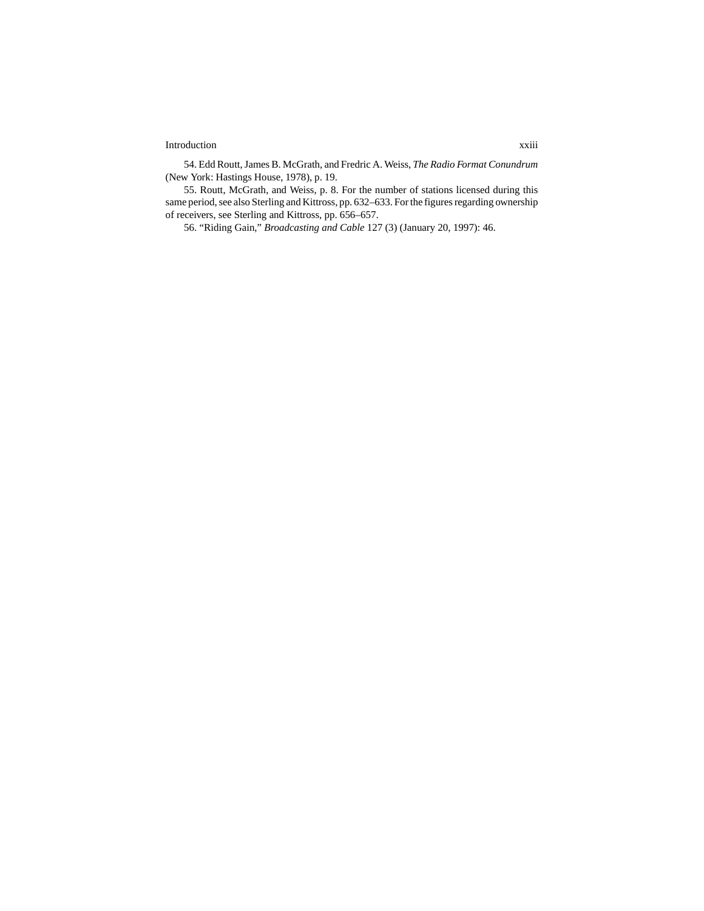54. Edd Routt, James B. McGrath, and Fredric A. Weiss, *The Radio Format Conundrum* (New York: Hastings House, 1978), p. 19.

55. Routt, McGrath, and Weiss, p. 8. For the number of stations licensed during this same period, see also Sterling and Kittross, pp. 632–633. For the figures regarding ownership of receivers, see Sterling and Kittross, pp. 656–657.

56. "Riding Gain," *Broadcasting and Cable* 127 (3) (January 20, 1997): 46.